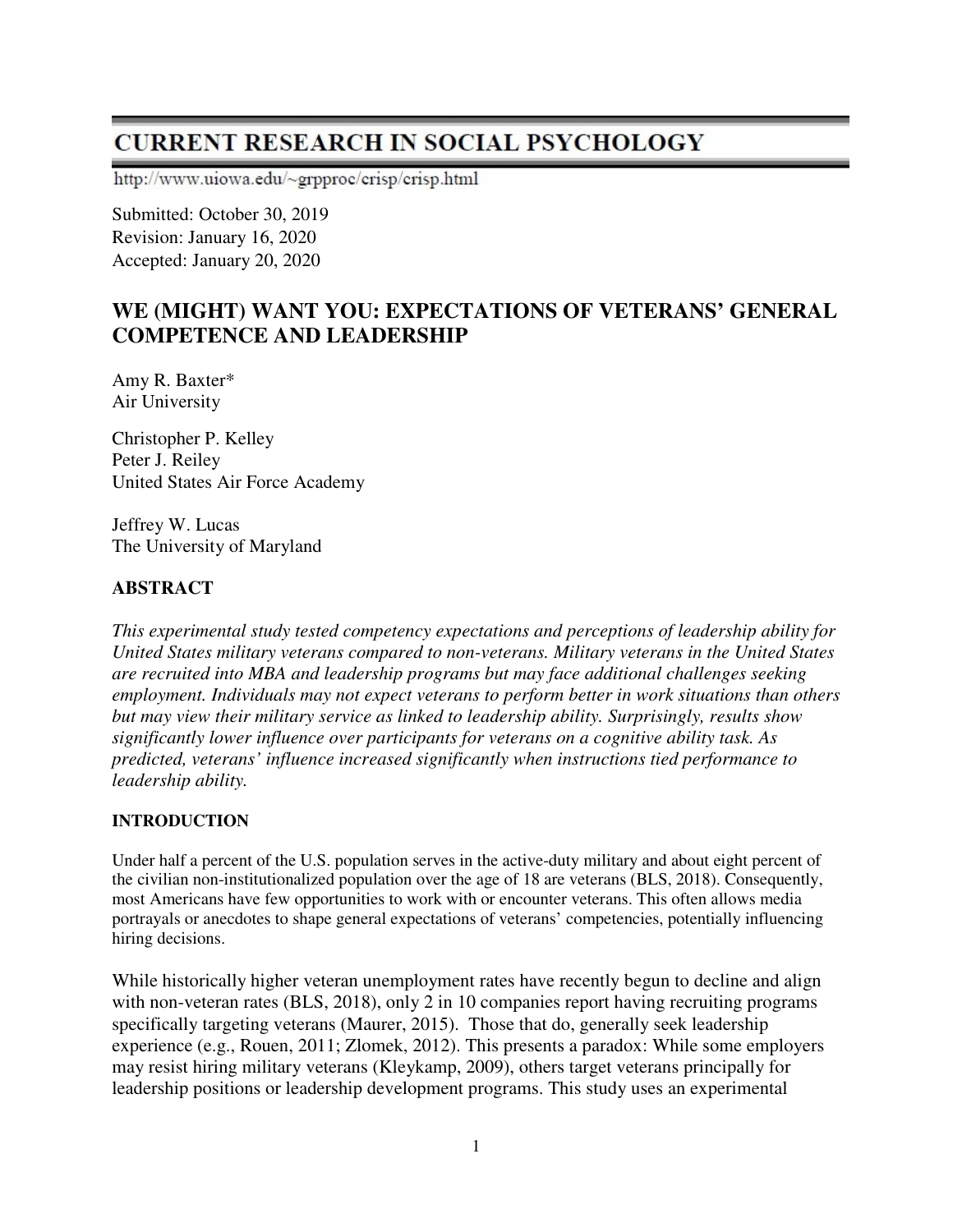# CURRENT RESEARCH IN SOCIAL PSYCHOLOGY

http://www.uiowa.edu/~grpproc/crisp/crisp.html

Submitted: October 30, 2019
Revision: January 16, 2020
Accepted: January 20, 2020

## WE (MIGHT) WANT YOU: EXPECTATIONS OF VETERANS' GENERAL COMPETENCE AND LEADERSHIP

Amy R. Baxter*
Air University

Christopher P. Kelley
Peter J. Reiley
United States Air Force Academy

Jeffrey W. Lucas
The University of Maryland

### ABSTRACT

*This experimental study tested competency expectations and perceptions of leadership ability for United States military veterans compared to non-veterans. Military veterans in the United States are recruited into MBA and leadership programs but may face additional challenges seeking employment. Individuals may not expect veterans to perform better in work situations than others but may view their military service as linked to leadership ability. Surprisingly, results show significantly lower influence over participants for veterans on a cognitive ability task. As predicted, veterans' influence increased significantly when instructions tied performance to leadership ability.*

### INTRODUCTION

Under half a percent of the U.S. population serves in the active-duty military and about eight percent of the civilian non-institutionalized population over the age of 18 are veterans (BLS, 2018). Consequently, most Americans have few opportunities to work with or encounter veterans. This often allows media portrayals or anecdotes to shape general expectations of veterans' competencies, potentially influencing hiring decisions.

While historically higher veteran unemployment rates have recently begun to decline and align with non-veteran rates (BLS, 2018), only 2 in 10 companies report having recruiting programs specifically targeting veterans (Maurer, 2015). Those that do, generally seek leadership experience (e.g., Rouen, 2011; Zlomek, 2012). This presents a paradox: While some employers may resist hiring military veterans (Kleykamp, 2009), others target veterans principally for leadership positions or leadership development programs. This study uses an experimental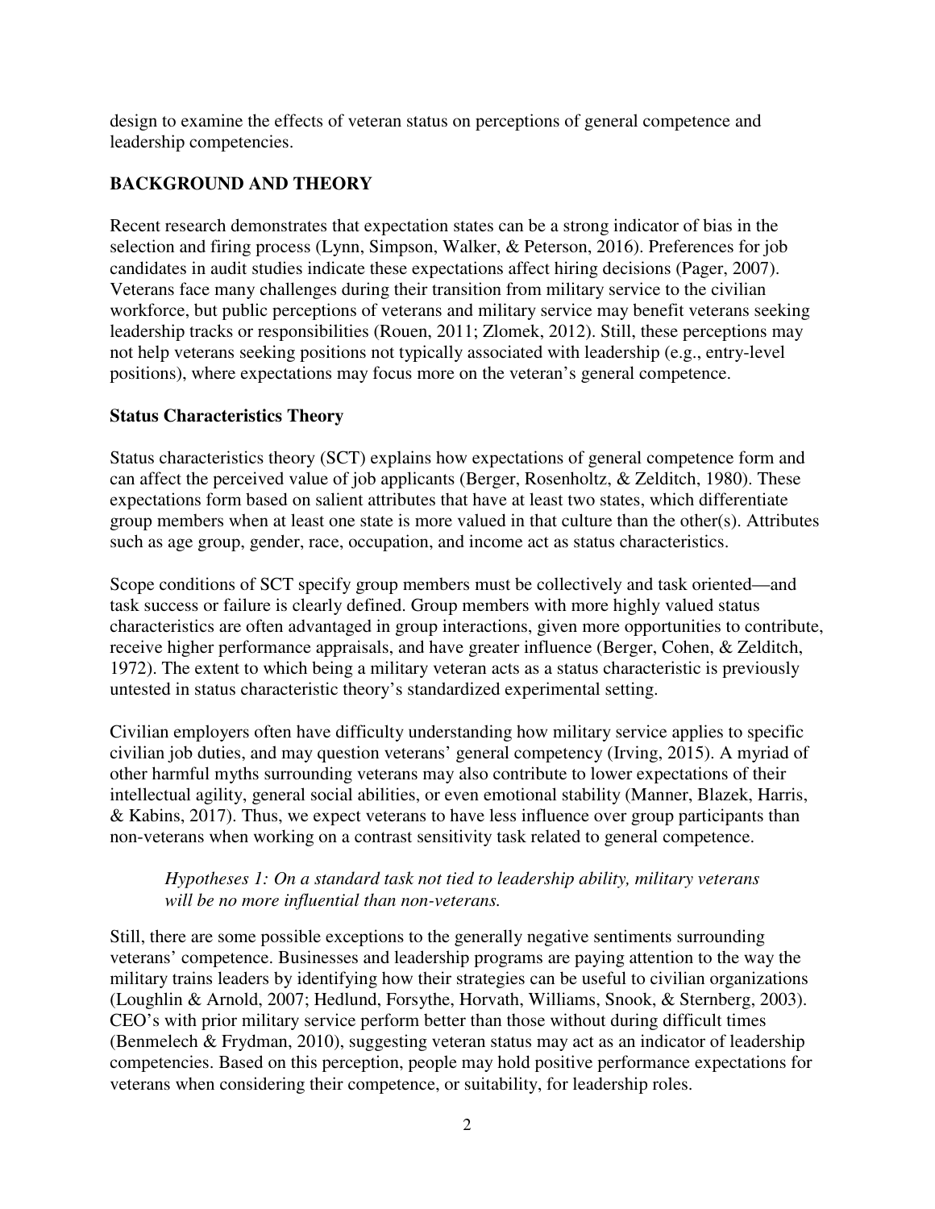design to examine the effects of veteran status on perceptions of general competence and leadership competencies.

## BACKGROUND AND THEORY

Recent research demonstrates that expectation states can be a strong indicator of bias in the selection and firing process (Lynn, Simpson, Walker, & Peterson, 2016). Preferences for job candidates in audit studies indicate these expectations affect hiring decisions (Pager, 2007). Veterans face many challenges during their transition from military service to the civilian workforce, but public perceptions of veterans and military service may benefit veterans seeking leadership tracks or responsibilities (Rouen, 2011; Zlomek, 2012). Still, these perceptions may not help veterans seeking positions not typically associated with leadership (e.g., entry-level positions), where expectations may focus more on the veteran's general competence.

### Status Characteristics Theory

Status characteristics theory (SCT) explains how expectations of general competence form and can affect the perceived value of job applicants (Berger, Rosenholtz, & Zelditch, 1980). These expectations form based on salient attributes that have at least two states, which differentiate group members when at least one state is more valued in that culture than the other(s). Attributes such as age group, gender, race, occupation, and income act as status characteristics.

Scope conditions of SCT specify group members must be collectively and task oriented—and task success or failure is clearly defined. Group members with more highly valued status characteristics are often advantaged in group interactions, given more opportunities to contribute, receive higher performance appraisals, and have greater influence (Berger, Cohen, & Zelditch, 1972). The extent to which being a military veteran acts as a status characteristic is previously untested in status characteristic theory's standardized experimental setting.

Civilian employers often have difficulty understanding how military service applies to specific civilian job duties, and may question veterans' general competency (Irving, 2015). A myriad of other harmful myths surrounding veterans may also contribute to lower expectations of their intellectual agility, general social abilities, or even emotional stability (Manner, Blazek, Harris, & Kabins, 2017). Thus, we expect veterans to have less influence over group participants than non-veterans when working on a contrast sensitivity task related to general competence.

> *Hypotheses 1: On a standard task not tied to leadership ability, military veterans will be no more influential than non-veterans.*

Still, there are some possible exceptions to the generally negative sentiments surrounding veterans' competence. Businesses and leadership programs are paying attention to the way the military trains leaders by identifying how their strategies can be useful to civilian organizations (Loughlin & Arnold, 2007; Hedlund, Forsythe, Horvath, Williams, Snook, & Sternberg, 2003). CEO's with prior military service perform better than those without during difficult times (Benmelech & Frydman, 2010), suggesting veteran status may act as an indicator of leadership competencies. Based on this perception, people may hold positive performance expectations for veterans when considering their competence, or suitability, for leadership roles.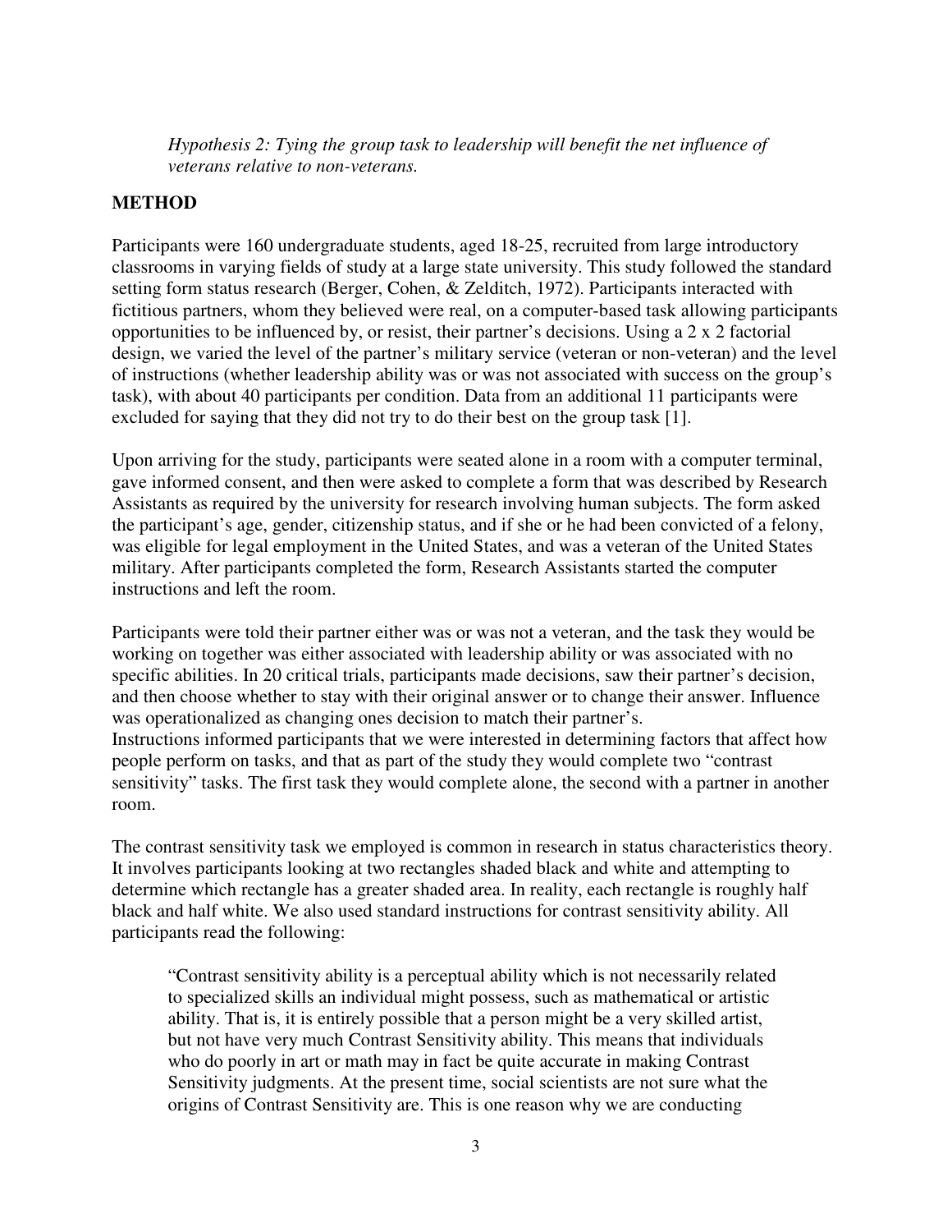*Hypothesis 2: Tying the group task to leadership will benefit the net influence of veterans relative to non-veterans.*

## METHOD

Participants were 160 undergraduate students, aged 18-25, recruited from large introductory classrooms in varying fields of study at a large state university. This study followed the standard setting form status research (Berger, Cohen, & Zelditch, 1972). Participants interacted with fictitious partners, whom they believed were real, on a computer-based task allowing participants opportunities to be influenced by, or resist, their partner's decisions. Using a 2 x 2 factorial design, we varied the level of the partner's military service (veteran or non-veteran) and the level of instructions (whether leadership ability was or was not associated with success on the group's task), with about 40 participants per condition. Data from an additional 11 participants were excluded for saying that they did not try to do their best on the group task [1].

Upon arriving for the study, participants were seated alone in a room with a computer terminal, gave informed consent, and then were asked to complete a form that was described by Research Assistants as required by the university for research involving human subjects. The form asked the participant's age, gender, citizenship status, and if she or he had been convicted of a felony, was eligible for legal employment in the United States, and was a veteran of the United States military. After participants completed the form, Research Assistants started the computer instructions and left the room.

Participants were told their partner either was or was not a veteran, and the task they would be working on together was either associated with leadership ability or was associated with no specific abilities. In 20 critical trials, participants made decisions, saw their partner's decision, and then choose whether to stay with their original answer or to change their answer. Influence was operationalized as changing ones decision to match their partner's.
Instructions informed participants that we were interested in determining factors that affect how people perform on tasks, and that as part of the study they would complete two "contrast sensitivity" tasks. The first task they would complete alone, the second with a partner in another room.

The contrast sensitivity task we employed is common in research in status characteristics theory. It involves participants looking at two rectangles shaded black and white and attempting to determine which rectangle has a greater shaded area. In reality, each rectangle is roughly half black and half white. We also used standard instructions for contrast sensitivity ability. All participants read the following:

> "Contrast sensitivity ability is a perceptual ability which is not necessarily related to specialized skills an individual might possess, such as mathematical or artistic ability. That is, it is entirely possible that a person might be a very skilled artist, but not have very much Contrast Sensitivity ability. This means that individuals who do poorly in art or math may in fact be quite accurate in making Contrast Sensitivity judgments. At the present time, social scientists are not sure what the origins of Contrast Sensitivity are. This is one reason why we are conducting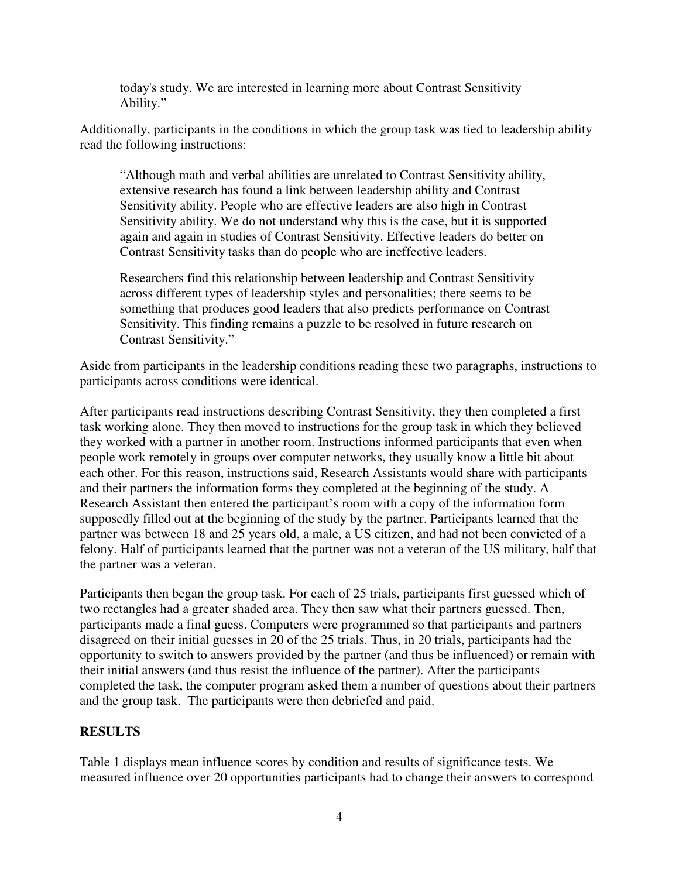today's study. We are interested in learning more about Contrast Sensitivity Ability."

Additionally, participants in the conditions in which the group task was tied to leadership ability read the following instructions:

> "Although math and verbal abilities are unrelated to Contrast Sensitivity ability, extensive research has found a link between leadership ability and Contrast Sensitivity ability. People who are effective leaders are also high in Contrast Sensitivity ability. We do not understand why this is the case, but it is supported again and again in studies of Contrast Sensitivity. Effective leaders do better on Contrast Sensitivity tasks than do people who are ineffective leaders.
>
> Researchers find this relationship between leadership and Contrast Sensitivity across different types of leadership styles and personalities; there seems to be something that produces good leaders that also predicts performance on Contrast Sensitivity. This finding remains a puzzle to be resolved in future research on Contrast Sensitivity."

Aside from participants in the leadership conditions reading these two paragraphs, instructions to participants across conditions were identical.

After participants read instructions describing Contrast Sensitivity, they then completed a first task working alone. They then moved to instructions for the group task in which they believed they worked with a partner in another room. Instructions informed participants that even when people work remotely in groups over computer networks, they usually know a little bit about each other. For this reason, instructions said, Research Assistants would share with participants and their partners the information forms they completed at the beginning of the study. A Research Assistant then entered the participant's room with a copy of the information form supposedly filled out at the beginning of the study by the partner. Participants learned that the partner was between 18 and 25 years old, a male, a US citizen, and had not been convicted of a felony. Half of participants learned that the partner was not a veteran of the US military, half that the partner was a veteran.

Participants then began the group task. For each of 25 trials, participants first guessed which of two rectangles had a greater shaded area. They then saw what their partners guessed. Then, participants made a final guess. Computers were programmed so that participants and partners disagreed on their initial guesses in 20 of the 25 trials. Thus, in 20 trials, participants had the opportunity to switch to answers provided by the partner (and thus be influenced) or remain with their initial answers (and thus resist the influence of the partner). After the participants completed the task, the computer program asked them a number of questions about their partners and the group task. The participants were then debriefed and paid.

## RESULTS

Table 1 displays mean influence scores by condition and results of significance tests. We measured influence over 20 opportunities participants had to change their answers to correspond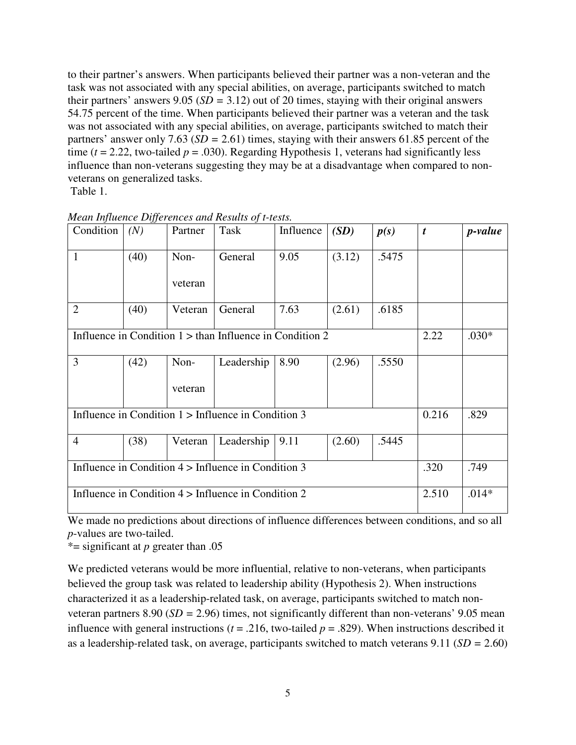to their partner's answers. When participants believed their partner was a non-veteran and the task was not associated with any special abilities, on average, participants switched to match their partners' answers 9.05 ($SD = 3.12$) out of 20 times, staying with their original answers 54.75 percent of the time. When participants believed their partner was a veteran and the task was not associated with any special abilities, on average, participants switched to match their partners' answer only 7.63 ($SD = 2.61$) times, staying with their answers 61.85 percent of the time ($t = 2.22$, two-tailed $p = .030$). Regarding Hypothesis 1, veterans had significantly less influence than non-veterans suggesting they may be at a disadvantage when compared to non-veterans on generalized tasks.

Table 1.

*Mean Influence Differences and Results of t-tests.*

| Condition | *(N)* | Partner | Task | Influence | ***(SD)*** | ***p(s)*** | ***t*** | ***p-value*** |
|---|---|---|---|---|---|---|---|---|
| 1 | (40) | Non-veteran | General | 9.05 | (3.12) | .5475 | | |
| 2 | (40) | Veteran | General | 7.63 | (2.61) | .6185 | | |
| Influence in Condition 1 > than Influence in Condition 2 | | | | | | | 2.22 | .030* |
| 3 | (42) | Non-veteran | Leadership | 8.90 | (2.96) | .5550 | | |
| Influence in Condition 1 > Influence in Condition 3 | | | | | | | 0.216 | .829 |
| 4 | (38) | Veteran | Leadership | 9.11 | (2.60) | .5445 | | |
| Influence in Condition 4 > Influence in Condition 3 | | | | | | | .320 | .749 |
| Influence in Condition 4 > Influence in Condition 2 | | | | | | | 2.510 | .014* |

We made no predictions about directions of influence differences between conditions, and so all *p*-values are two-tailed.

*= significant at *p* greater than .05

We predicted veterans would be more influential, relative to non-veterans, when participants believed the group task was related to leadership ability (Hypothesis 2). When instructions characterized it as a leadership-related task, on average, participants switched to match non-veteran partners 8.90 ($SD = 2.96$) times, not significantly different than non-veterans' 9.05 mean influence with general instructions ($t = .216$, two-tailed $p = .829$). When instructions described it as a leadership-related task, on average, participants switched to match veterans 9.11 ($SD = 2.60$)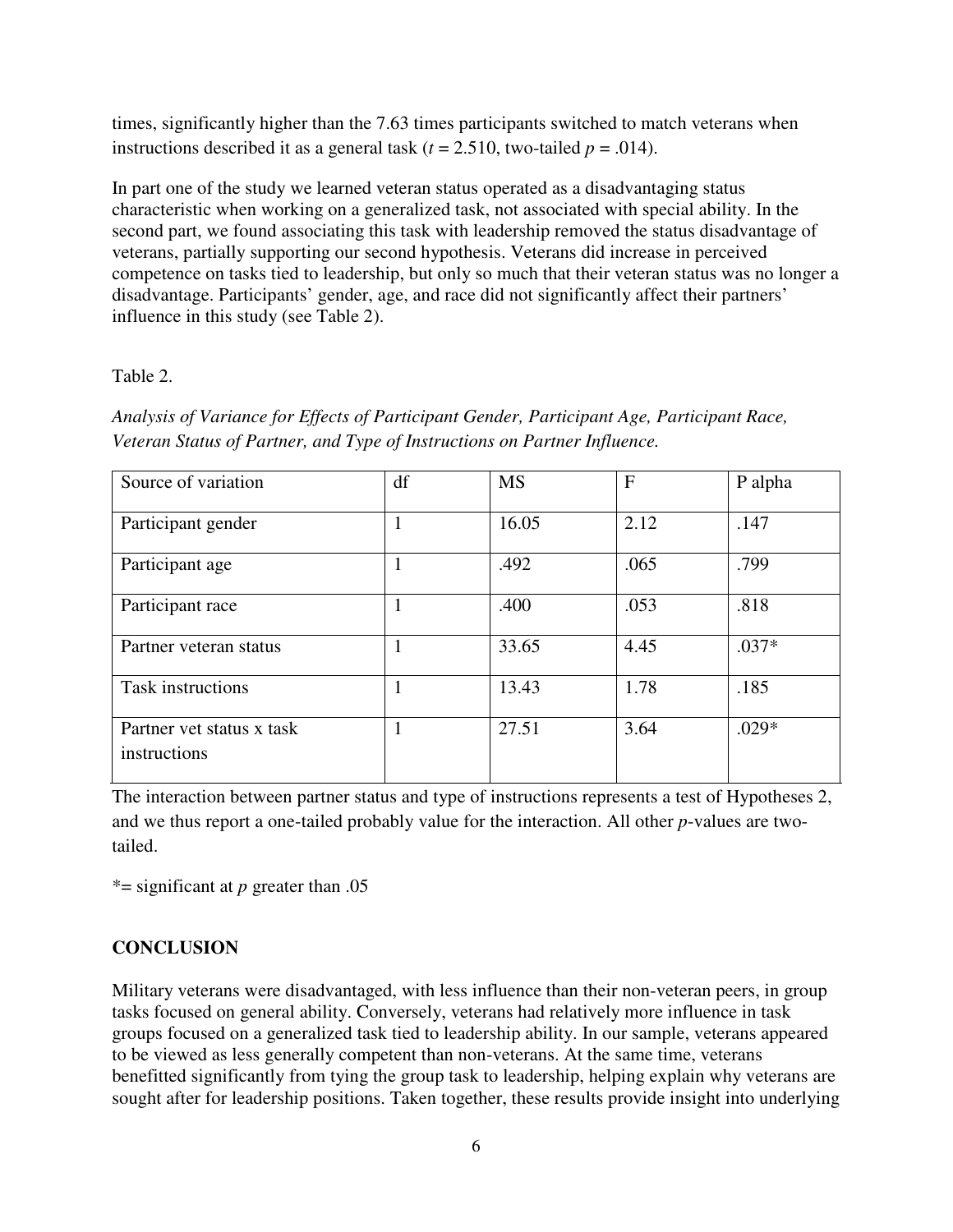times, significantly higher than the 7.63 times participants switched to match veterans when instructions described it as a general task ($t = 2.510$, two-tailed $p = .014$).

In part one of the study we learned veteran status operated as a disadvantaging status characteristic when working on a generalized task, not associated with special ability. In the second part, we found associating this task with leadership removed the status disadvantage of veterans, partially supporting our second hypothesis. Veterans did increase in perceived competence on tasks tied to leadership, but only so much that their veteran status was no longer a disadvantage. Participants' gender, age, and race did not significantly affect their partners' influence in this study (see Table 2).

Table 2.

*Analysis of Variance for Effects of Participant Gender, Participant Age, Participant Race, Veteran Status of Partner, and Type of Instructions on Partner Influence.*

| Source of variation | df | MS | F | P alpha |
| --- | --- | --- | --- | --- |
| Participant gender | 1 | 16.05 | 2.12 | .147 |
| Participant age | 1 | .492 | .065 | .799 |
| Participant race | 1 | .400 | .053 | .818 |
| Partner veteran status | 1 | 33.65 | 4.45 | .037* |
| Task instructions | 1 | 13.43 | 1.78 | .185 |
| Partner vet status x task instructions | 1 | 27.51 | 3.64 | .029* |

The interaction between partner status and type of instructions represents a test of Hypotheses 2, and we thus report a one-tailed probably value for the interaction. All other *p*-values are two-tailed.

*= significant at *p* greater than .05

**CONCLUSION**

Military veterans were disadvantaged, with less influence than their non-veteran peers, in group tasks focused on general ability. Conversely, veterans had relatively more influence in task groups focused on a generalized task tied to leadership ability. In our sample, veterans appeared to be viewed as less generally competent than non-veterans. At the same time, veterans benefitted significantly from tying the group task to leadership, helping explain why veterans are sought after for leadership positions. Taken together, these results provide insight into underlying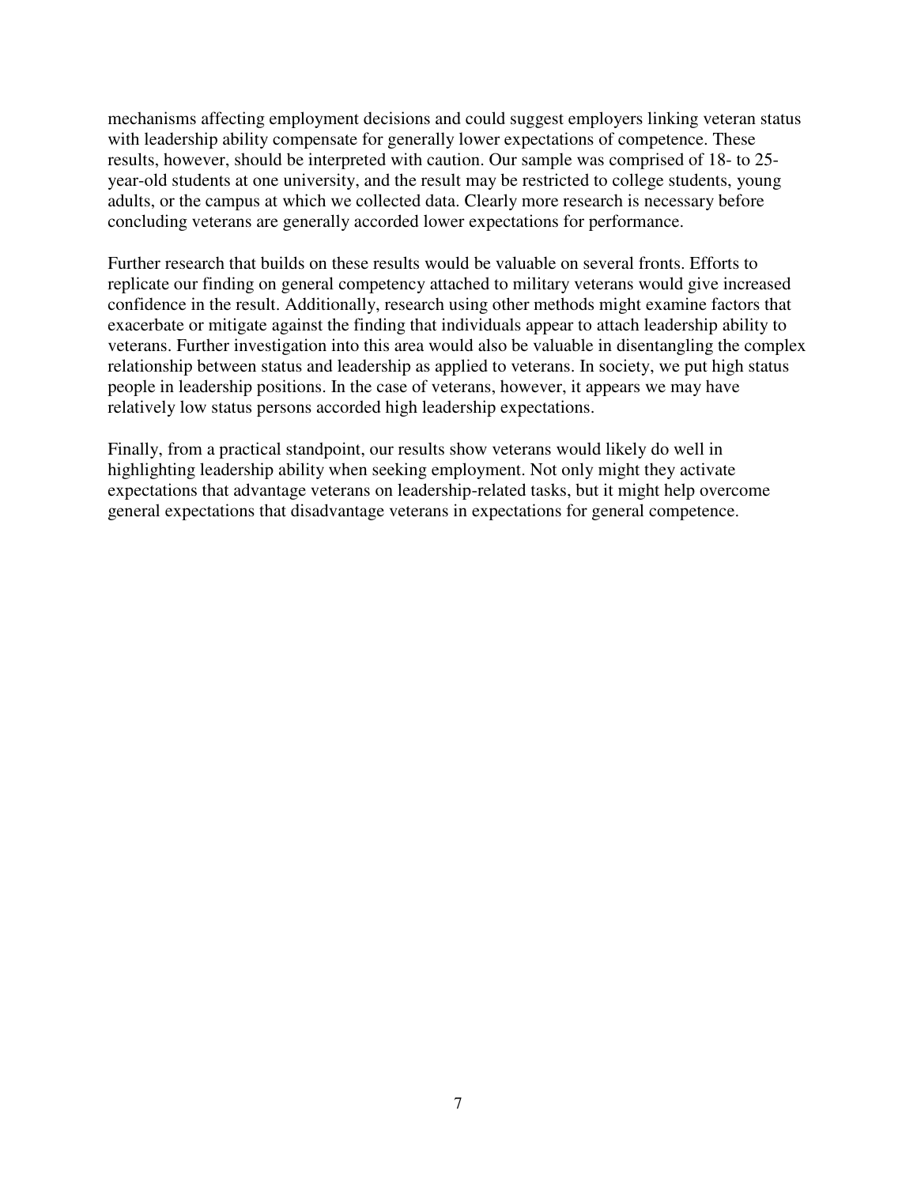mechanisms affecting employment decisions and could suggest employers linking veteran status with leadership ability compensate for generally lower expectations of competence. These results, however, should be interpreted with caution. Our sample was comprised of 18- to 25-year-old students at one university, and the result may be restricted to college students, young adults, or the campus at which we collected data. Clearly more research is necessary before concluding veterans are generally accorded lower expectations for performance.

Further research that builds on these results would be valuable on several fronts. Efforts to replicate our finding on general competency attached to military veterans would give increased confidence in the result. Additionally, research using other methods might examine factors that exacerbate or mitigate against the finding that individuals appear to attach leadership ability to veterans. Further investigation into this area would also be valuable in disentangling the complex relationship between status and leadership as applied to veterans. In society, we put high status people in leadership positions. In the case of veterans, however, it appears we may have relatively low status persons accorded high leadership expectations.

Finally, from a practical standpoint, our results show veterans would likely do well in highlighting leadership ability when seeking employment. Not only might they activate expectations that advantage veterans on leadership-related tasks, but it might help overcome general expectations that disadvantage veterans in expectations for general competence.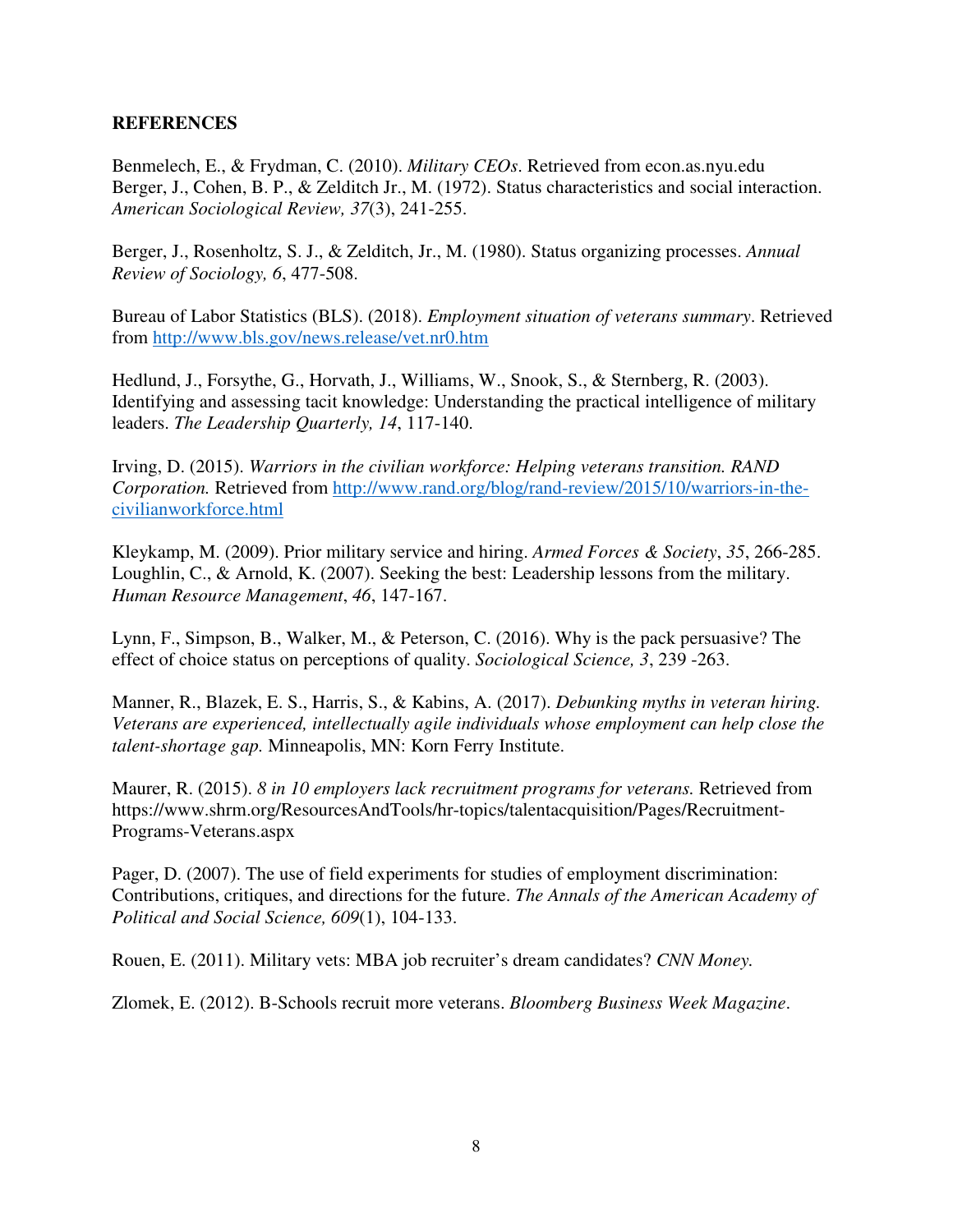**REFERENCES**

Benmelech, E., & Frydman, C. (2010). *Military CEOs*. Retrieved from econ.as.nyu.edu

Berger, J., Cohen, B. P., & Zelditch Jr., M. (1972). Status characteristics and social interaction. *American Sociological Review, 37*(3), 241-255.

Berger, J., Rosenholtz, S. J., & Zelditch, Jr., M. (1980). Status organizing processes. *Annual Review of Sociology, 6*, 477-508.

Bureau of Labor Statistics (BLS). (2018). *Employment situation of veterans summary*. Retrieved from http://www.bls.gov/news.release/vet.nr0.htm

Hedlund, J., Forsythe, G., Horvath, J., Williams, W., Snook, S., & Sternberg, R. (2003). Identifying and assessing tacit knowledge: Understanding the practical intelligence of military leaders. *The Leadership Quarterly, 14*, 117-140.

Irving, D. (2015). *Warriors in the civilian workforce: Helping veterans transition. RAND Corporation.* Retrieved from http://www.rand.org/blog/rand-review/2015/10/warriors-in-the-civilianworkforce.html

Kleykamp, M. (2009). Prior military service and hiring. *Armed Forces & Society*, *35*, 266-285.

Loughlin, C., & Arnold, K. (2007). Seeking the best: Leadership lessons from the military. *Human Resource Management*, *46*, 147-167.

Lynn, F., Simpson, B., Walker, M., & Peterson, C. (2016). Why is the pack persuasive? The effect of choice status on perceptions of quality. *Sociological Science, 3*, 239 -263.

Manner, R., Blazek, E. S., Harris, S., & Kabins, A. (2017). *Debunking myths in veteran hiring. Veterans are experienced, intellectually agile individuals whose employment can help close the talent-shortage gap.* Minneapolis, MN: Korn Ferry Institute.

Maurer, R. (2015). *8 in 10 employers lack recruitment programs for veterans.* Retrieved from https://www.shrm.org/ResourcesAndTools/hr-topics/talentacquisition/Pages/Recruitment-Programs-Veterans.aspx

Pager, D. (2007). The use of field experiments for studies of employment discrimination: Contributions, critiques, and directions for the future. *The Annals of the American Academy of Political and Social Science, 609*(1), 104-133.

Rouen, E. (2011). Military vets: MBA job recruiter's dream candidates? *CNN Money.*

Zlomek, E. (2012). B-Schools recruit more veterans. *Bloomberg Business Week Magazine*.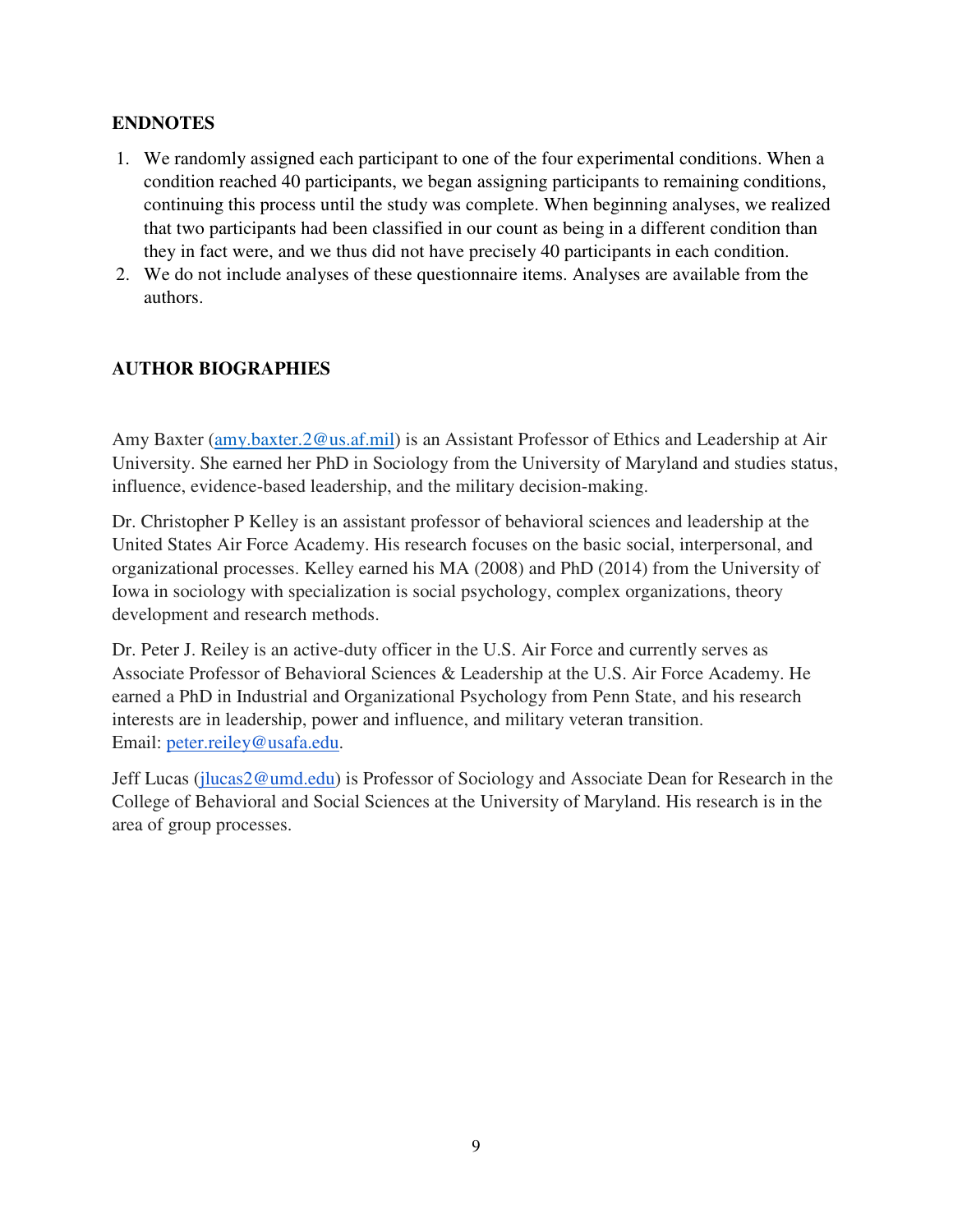## ENDNOTES

1. We randomly assigned each participant to one of the four experimental conditions. When a condition reached 40 participants, we began assigning participants to remaining conditions, continuing this process until the study was complete. When beginning analyses, we realized that two participants had been classified in our count as being in a different condition than they in fact were, and we thus did not have precisely 40 participants in each condition.
2. We do not include analyses of these questionnaire items. Analyses are available from the authors.

## AUTHOR BIOGRAPHIES

Amy Baxter (amy.baxter.2@us.af.mil) is an Assistant Professor of Ethics and Leadership at Air University. She earned her PhD in Sociology from the University of Maryland and studies status, influence, evidence-based leadership, and the military decision-making.

Dr. Christopher P Kelley is an assistant professor of behavioral sciences and leadership at the United States Air Force Academy. His research focuses on the basic social, interpersonal, and organizational processes. Kelley earned his MA (2008) and PhD (2014) from the University of Iowa in sociology with specialization is social psychology, complex organizations, theory development and research methods.

Dr. Peter J. Reiley is an active-duty officer in the U.S. Air Force and currently serves as Associate Professor of Behavioral Sciences & Leadership at the U.S. Air Force Academy. He earned a PhD in Industrial and Organizational Psychology from Penn State, and his research interests are in leadership, power and influence, and military veteran transition.
Email: peter.reiley@usafa.edu.

Jeff Lucas (jlucas2@umd.edu) is Professor of Sociology and Associate Dean for Research in the College of Behavioral and Social Sciences at the University of Maryland. His research is in the area of group processes.